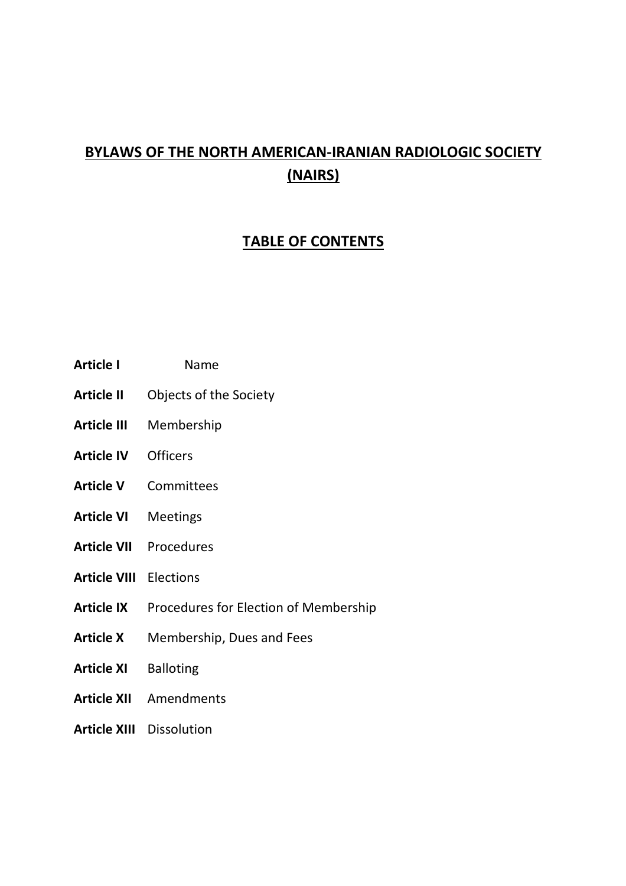# BYLAWS OF THE NORTH AMERICAN-IRANIAN RADIOLOGIC SOCIETY (NAIRS)

## TABLE OF CONTENTS

**Article I** Name

**Article II** Objects of the Society

**Article III** Membership

**Article IV** Officers

**Article V** Committees

**Article VI** Meetings

**Article VII** Procedures

**Article VIII** Elections

**Article IX** Procedures for Election of Membership

**Article X** Membership, Dues and Fees

**Article XI** Balloting

**Article XII** Amendments

**Article XIII** Dissolution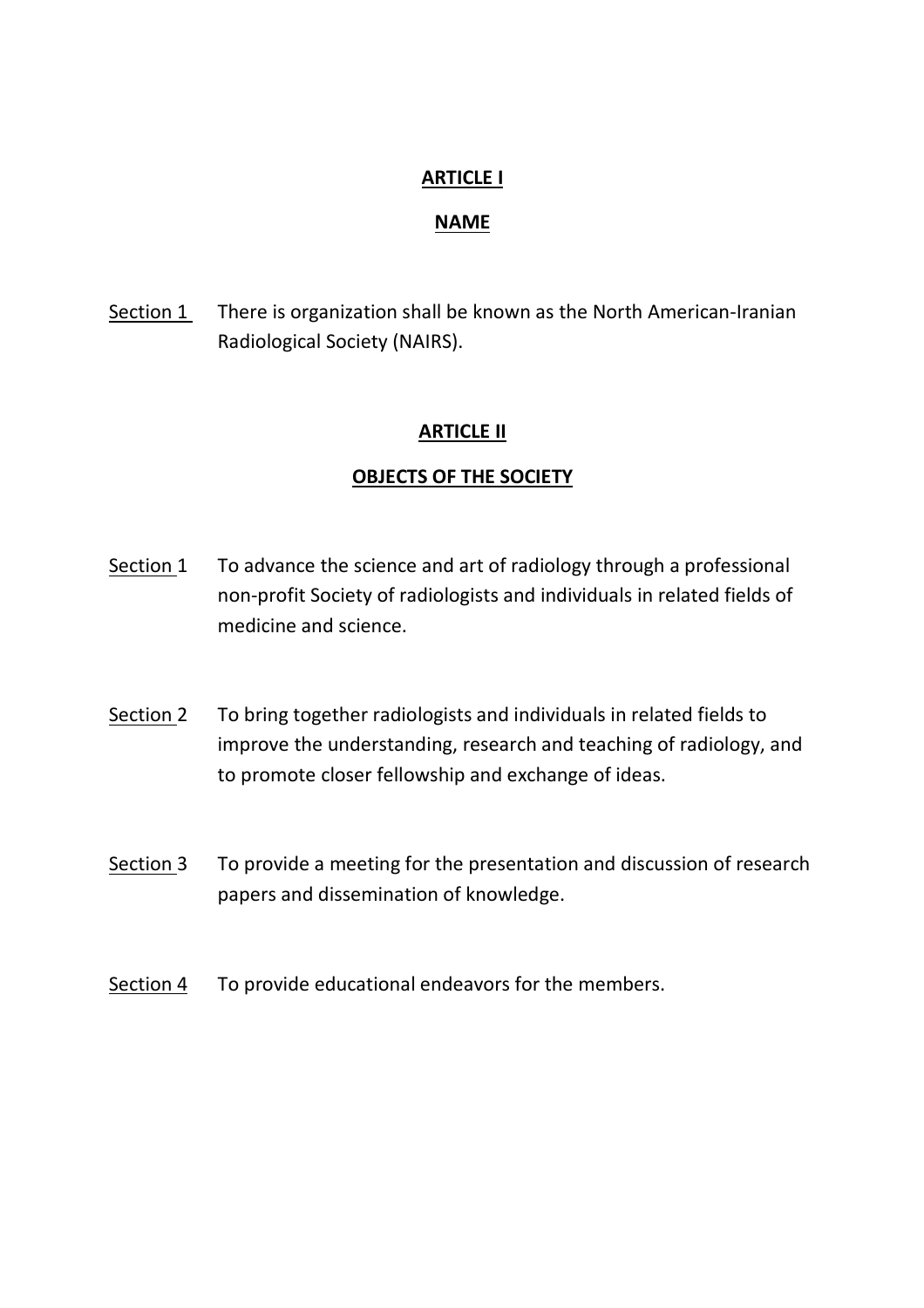## ARTICLE I

## NAME

Section 1 There is organization shall be known as the North American-Iranian Radiological Society (NAIRS).

## ARTICLE II

## OBJECTS OF THE SOCIETY

Section 1 To advance the science and art of radiology through a professional non-profit Society of radiologists and individuals in related fields of medicine and science.

Section 2 To bring together radiologists and individuals in related fields to improve the understanding, research and teaching of radiology, and to promote closer fellowship and exchange of ideas.

Section 3 To provide a meeting for the presentation and discussion of research papers and dissemination of knowledge.

Section 4 To provide educational endeavors for the members.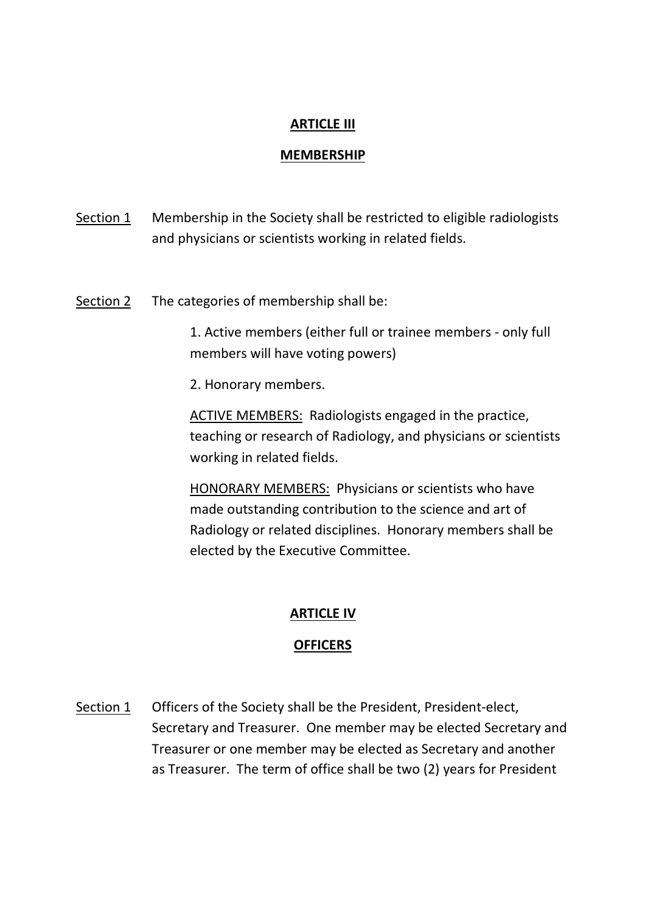## ARTICLE III

## MEMBERSHIP

Section 1 Membership in the Society shall be restricted to eligible radiologists and physicians or scientists working in related fields.

Section 2 The categories of membership shall be:

1. Active members (either full or trainee members - only full members will have voting powers)

2. Honorary members.

ACTIVE MEMBERS: Radiologists engaged in the practice, teaching or research of Radiology, and physicians or scientists working in related fields.

HONORARY MEMBERS: Physicians or scientists who have made outstanding contribution to the science and art of Radiology or related disciplines. Honorary members shall be elected by the Executive Committee.

## ARTICLE IV

## OFFICERS

Section 1 Officers of the Society shall be the President, President-elect, Secretary and Treasurer. One member may be elected Secretary and Treasurer or one member may be elected as Secretary and another as Treasurer. The term of office shall be two (2) years for President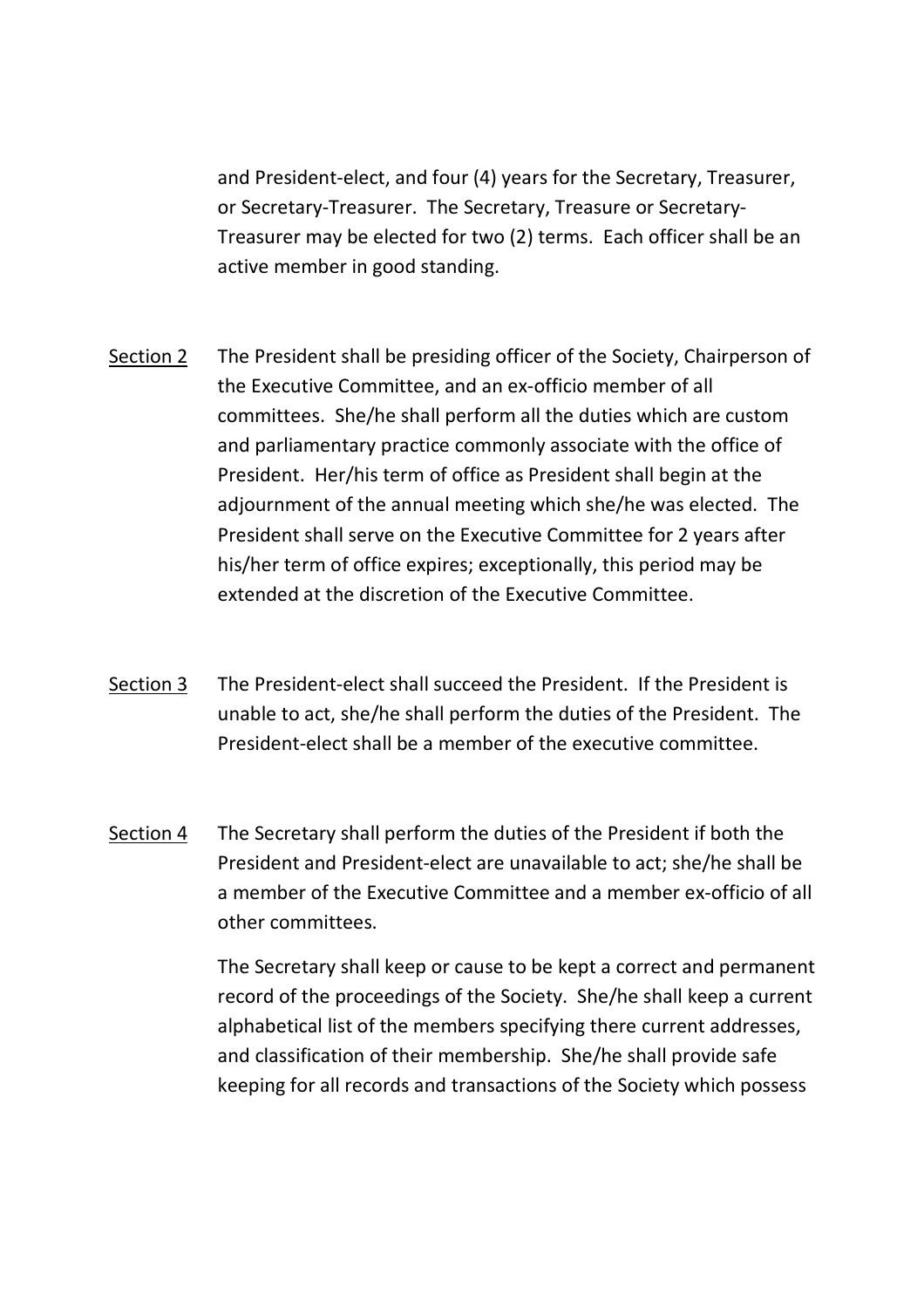and President-elect, and four (4) years for the Secretary, Treasurer, or Secretary-Treasurer. The Secretary, Treasure or Secretary-Treasurer may be elected for two (2) terms. Each officer shall be an active member in good standing.

<u>Section 2</u> The President shall be presiding officer of the Society, Chairperson of the Executive Committee, and an ex-officio member of all committees. She/he shall perform all the duties which are custom and parliamentary practice commonly associate with the office of President. Her/his term of office as President shall begin at the adjournment of the annual meeting which she/he was elected. The President shall serve on the Executive Committee for 2 years after his/her term of office expires; exceptionally, this period may be extended at the discretion of the Executive Committee.

<u>Section 3</u> The President-elect shall succeed the President. If the President is unable to act, she/he shall perform the duties of the President. The President-elect shall be a member of the executive committee.

<u>Section 4</u> The Secretary shall perform the duties of the President if both the President and President-elect are unavailable to act; she/he shall be a member of the Executive Committee and a member ex-officio of all other committees.

The Secretary shall keep or cause to be kept a correct and permanent record of the proceedings of the Society. She/he shall keep a current alphabetical list of the members specifying there current addresses, and classification of their membership. She/he shall provide safe keeping for all records and transactions of the Society which possess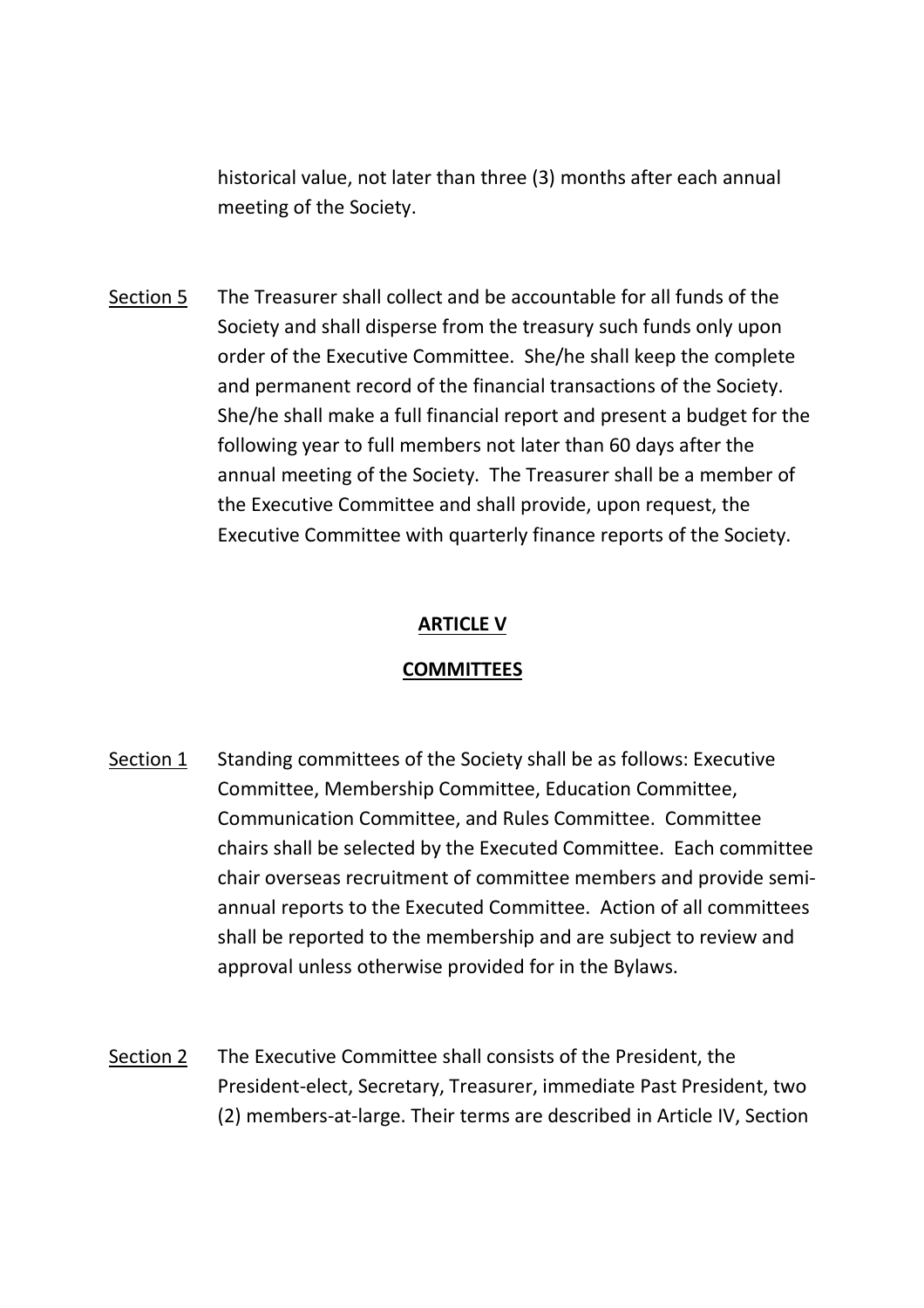historical value, not later than three (3) months after each annual meeting of the Society.

Section 5 The Treasurer shall collect and be accountable for all funds of the Society and shall disperse from the treasury such funds only upon order of the Executive Committee. She/he shall keep the complete and permanent record of the financial transactions of the Society. She/he shall make a full financial report and present a budget for the following year to full members not later than 60 days after the annual meeting of the Society. The Treasurer shall be a member of the Executive Committee and shall provide, upon request, the Executive Committee with quarterly finance reports of the Society.

## ARTICLE V

## COMMITTEES

Section 1 Standing committees of the Society shall be as follows: Executive Committee, Membership Committee, Education Committee, Communication Committee, and Rules Committee. Committee chairs shall be selected by the Executed Committee. Each committee chair overseas recruitment of committee members and provide semi-annual reports to the Executed Committee. Action of all committees shall be reported to the membership and are subject to review and approval unless otherwise provided for in the Bylaws.

Section 2 The Executive Committee shall consists of the President, the President-elect, Secretary, Treasurer, immediate Past President, two (2) members-at-large. Their terms are described in Article IV, Section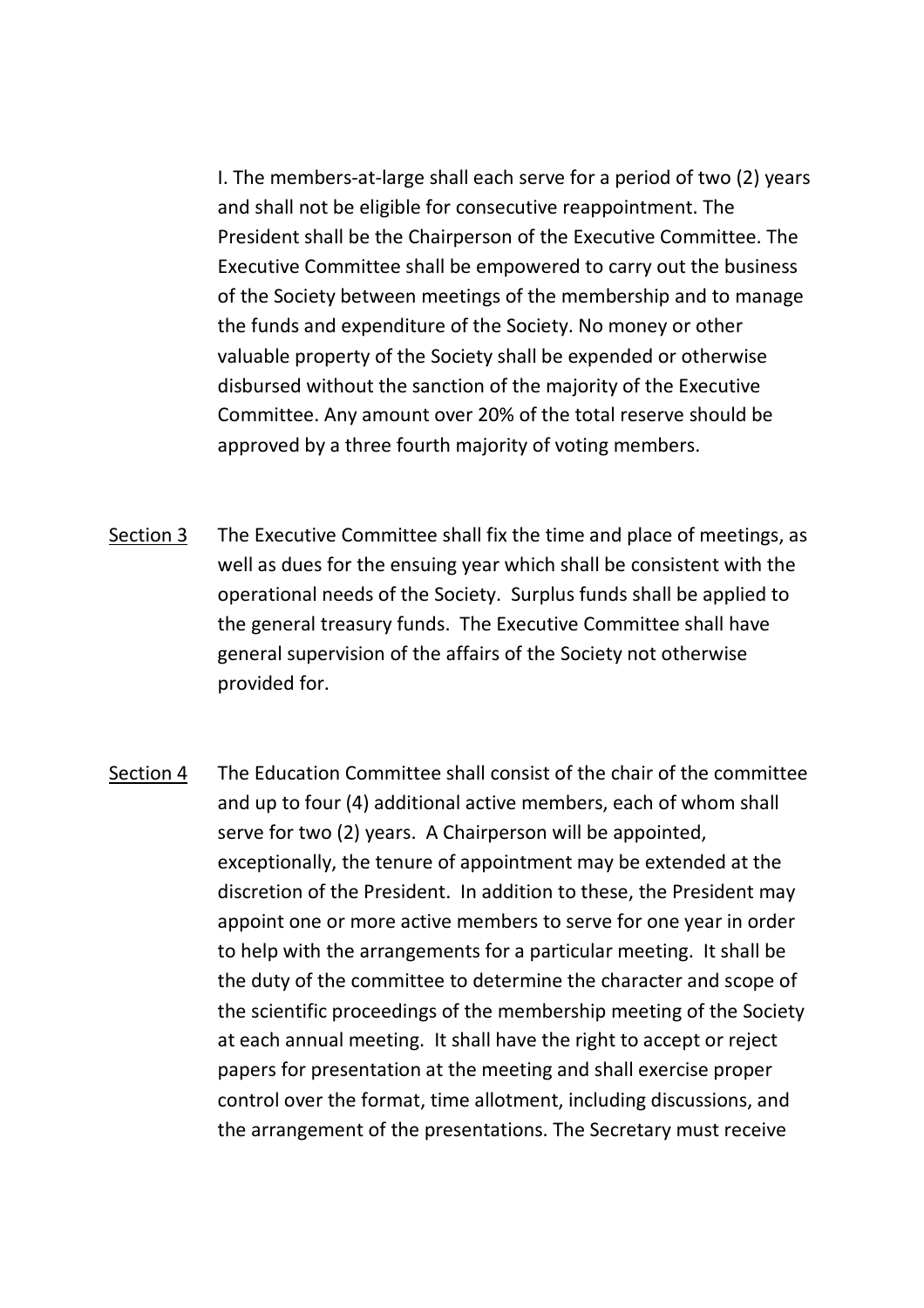I. The members-at-large shall each serve for a period of two (2) years and shall not be eligible for consecutive reappointment. The President shall be the Chairperson of the Executive Committee. The Executive Committee shall be empowered to carry out the business of the Society between meetings of the membership and to manage the funds and expenditure of the Society. No money or other valuable property of the Society shall be expended or otherwise disbursed without the sanction of the majority of the Executive Committee. Any amount over 20% of the total reserve should be approved by a three fourth majority of voting members.

<u>Section 3</u> The Executive Committee shall fix the time and place of meetings, as well as dues for the ensuing year which shall be consistent with the operational needs of the Society. Surplus funds shall be applied to the general treasury funds. The Executive Committee shall have general supervision of the affairs of the Society not otherwise provided for.

<u>Section 4</u> The Education Committee shall consist of the chair of the committee and up to four (4) additional active members, each of whom shall serve for two (2) years. A Chairperson will be appointed, exceptionally, the tenure of appointment may be extended at the discretion of the President. In addition to these, the President may appoint one or more active members to serve for one year in order to help with the arrangements for a particular meeting. It shall be the duty of the committee to determine the character and scope of the scientific proceedings of the membership meeting of the Society at each annual meeting. It shall have the right to accept or reject papers for presentation at the meeting and shall exercise proper control over the format, time allotment, including discussions, and the arrangement of the presentations. The Secretary must receive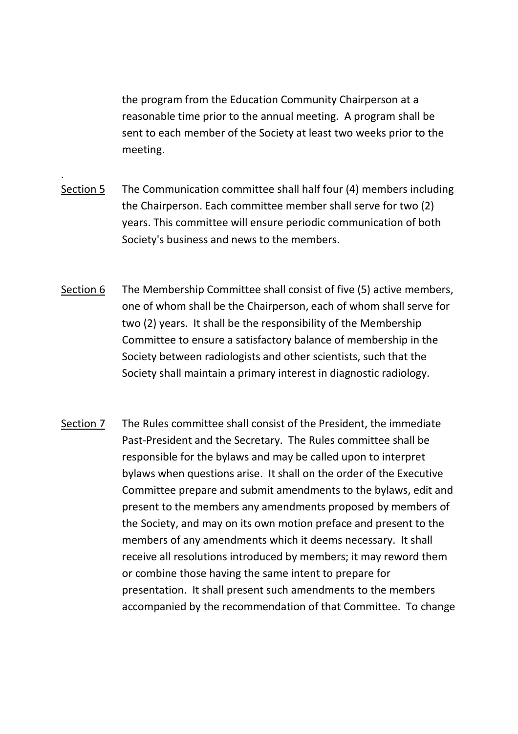the program from the Education Community Chairperson at a reasonable time prior to the annual meeting. A program shall be sent to each member of the Society at least two weeks prior to the meeting.

.

Section 5 The Communication committee shall half four (4) members including the Chairperson. Each committee member shall serve for two (2) years. This committee will ensure periodic communication of both Society's business and news to the members.

Section 6 The Membership Committee shall consist of five (5) active members, one of whom shall be the Chairperson, each of whom shall serve for two (2) years. It shall be the responsibility of the Membership Committee to ensure a satisfactory balance of membership in the Society between radiologists and other scientists, such that the Society shall maintain a primary interest in diagnostic radiology.

Section 7 The Rules committee shall consist of the President, the immediate Past-President and the Secretary. The Rules committee shall be responsible for the bylaws and may be called upon to interpret bylaws when questions arise. It shall on the order of the Executive Committee prepare and submit amendments to the bylaws, edit and present to the members any amendments proposed by members of the Society, and may on its own motion preface and present to the members of any amendments which it deems necessary. It shall receive all resolutions introduced by members; it may reword them or combine those having the same intent to prepare for presentation. It shall present such amendments to the members accompanied by the recommendation of that Committee. To change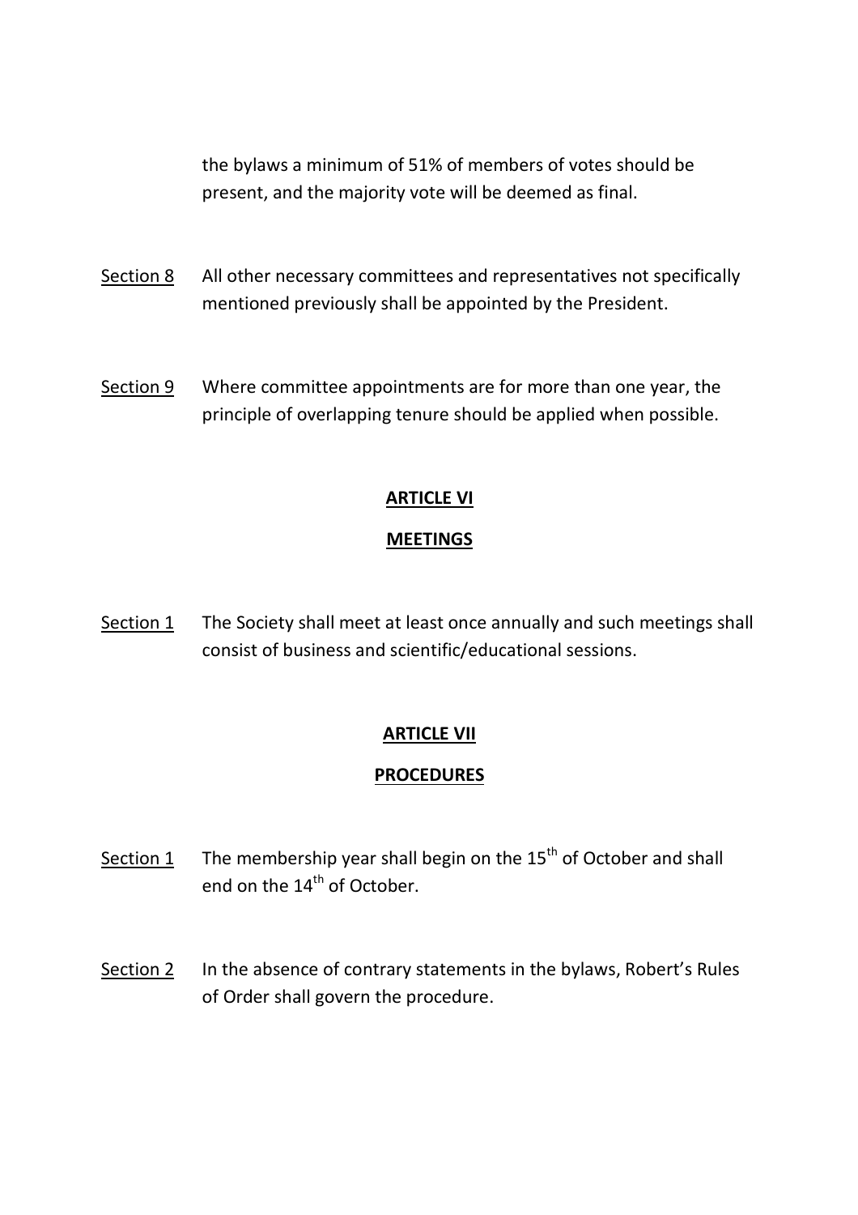the bylaws a minimum of 51% of members of votes should be present, and the majority vote will be deemed as final.

<u>Section 8</u> All other necessary committees and representatives not specifically mentioned previously shall be appointed by the President.

<u>Section 9</u> Where committee appointments are for more than one year, the principle of overlapping tenure should be applied when possible.

## ARTICLE VI

## MEETINGS

<u>Section 1</u> The Society shall meet at least once annually and such meetings shall consist of business and scientific/educational sessions.

## ARTICLE VII

## PROCEDURES

<u>Section 1</u> The membership year shall begin on the 15th of October and shall end on the 14th of October.

<u>Section 2</u> In the absence of contrary statements in the bylaws, Robert's Rules of Order shall govern the procedure.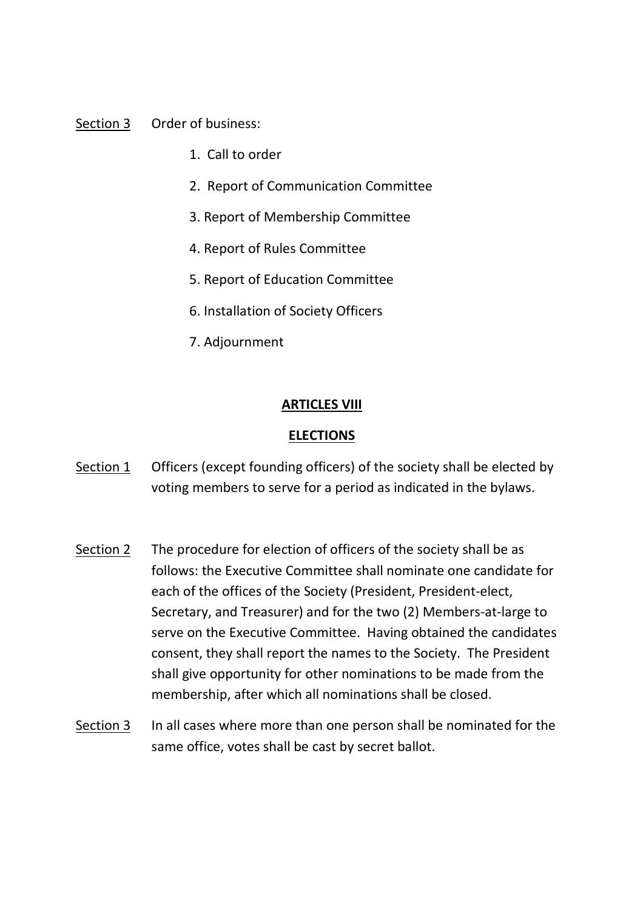<u>Section 3</u> Order of business:

1. Call to order
2. Report of Communication Committee
3. Report of Membership Committee
4. Report of Rules Committee
5. Report of Education Committee
6. Installation of Society Officers
7. Adjournment

## **ARTICLES VIII**

## **ELECTIONS**

<u>Section 1</u> Officers (except founding officers) of the society shall be elected by voting members to serve for a period as indicated in the bylaws.

<u>Section 2</u> The procedure for election of officers of the society shall be as follows: the Executive Committee shall nominate one candidate for each of the offices of the Society (President, President-elect, Secretary, and Treasurer) and for the two (2) Members-at-large to serve on the Executive Committee. Having obtained the candidates consent, they shall report the names to the Society. The President shall give opportunity for other nominations to be made from the membership, after which all nominations shall be closed.

<u>Section 3</u> In all cases where more than one person shall be nominated for the same office, votes shall be cast by secret ballot.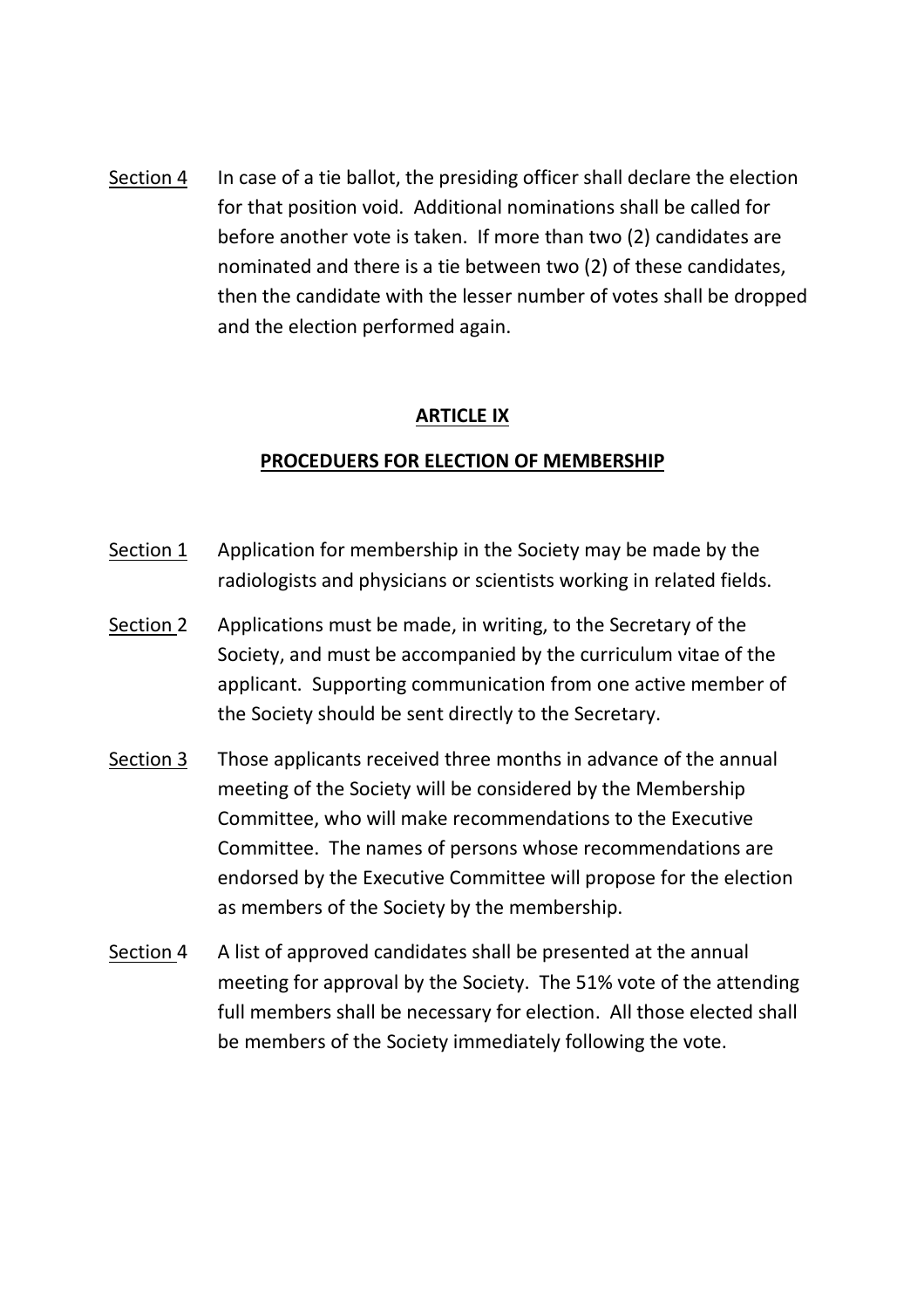Section 4 In case of a tie ballot, the presiding officer shall declare the election for that position void. Additional nominations shall be called for before another vote is taken. If more than two (2) candidates are nominated and there is a tie between two (2) of these candidates, then the candidate with the lesser number of votes shall be dropped and the election performed again.

## ARTICLE IX

## PROCEDUERS FOR ELECTION OF MEMBERSHIP

Section 1 Application for membership in the Society may be made by the radiologists and physicians or scientists working in related fields.

Section 2 Applications must be made, in writing, to the Secretary of the Society, and must be accompanied by the curriculum vitae of the applicant. Supporting communication from one active member of the Society should be sent directly to the Secretary.

Section 3 Those applicants received three months in advance of the annual meeting of the Society will be considered by the Membership Committee, who will make recommendations to the Executive Committee. The names of persons whose recommendations are endorsed by the Executive Committee will propose for the election as members of the Society by the membership.

Section 4 A list of approved candidates shall be presented at the annual meeting for approval by the Society. The 51% vote of the attending full members shall be necessary for election. All those elected shall be members of the Society immediately following the vote.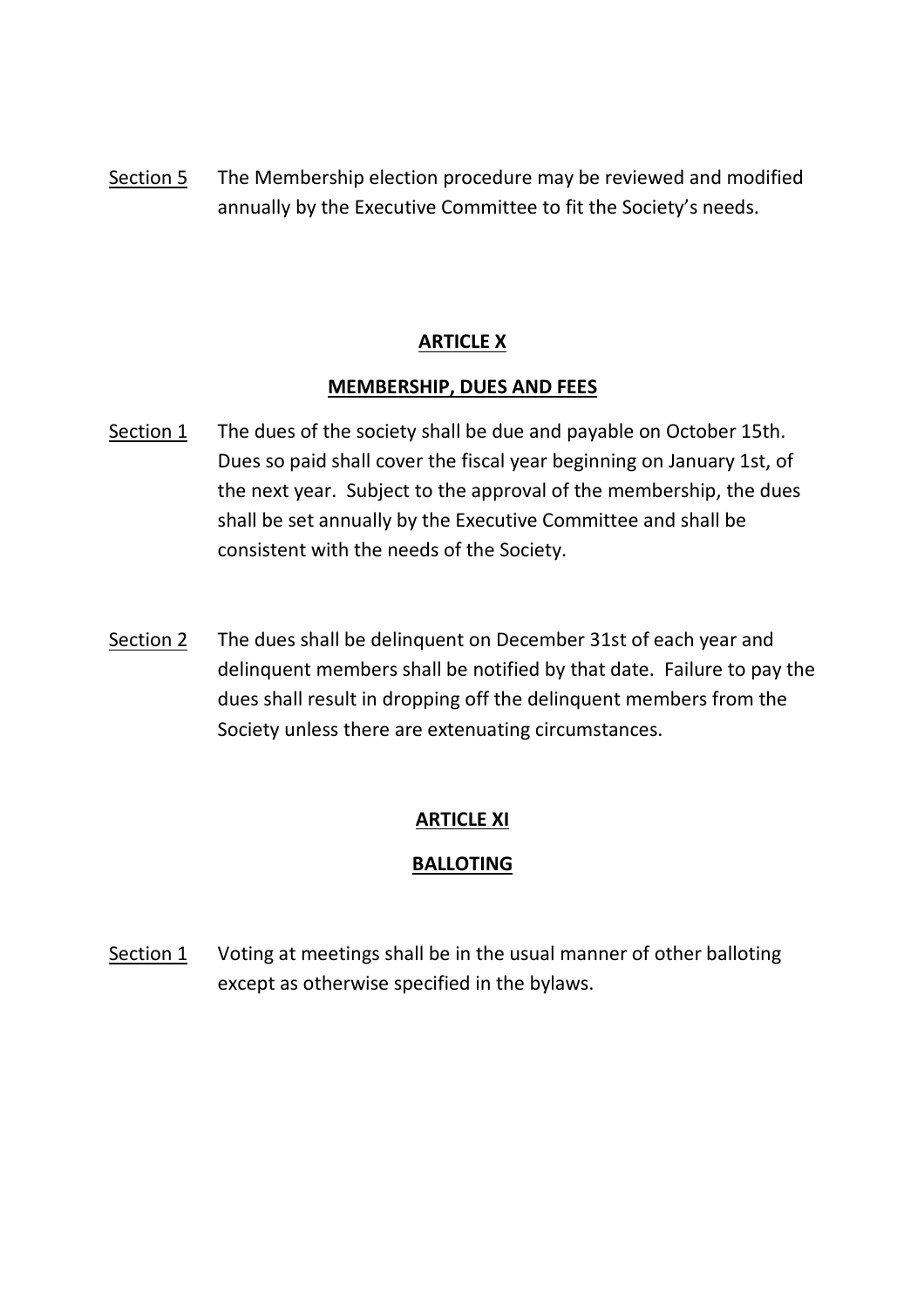Section 5 The Membership election procedure may be reviewed and modified annually by the Executive Committee to fit the Society's needs.

## ARTICLE X

## MEMBERSHIP, DUES AND FEES

Section 1 The dues of the society shall be due and payable on October 15th. Dues so paid shall cover the fiscal year beginning on January 1st, of the next year. Subject to the approval of the membership, the dues shall be set annually by the Executive Committee and shall be consistent with the needs of the Society.

Section 2 The dues shall be delinquent on December 31st of each year and delinquent members shall be notified by that date. Failure to pay the dues shall result in dropping off the delinquent members from the Society unless there are extenuating circumstances.

## ARTICLE XI

## BALLOTING

Section 1 Voting at meetings shall be in the usual manner of other balloting except as otherwise specified in the bylaws.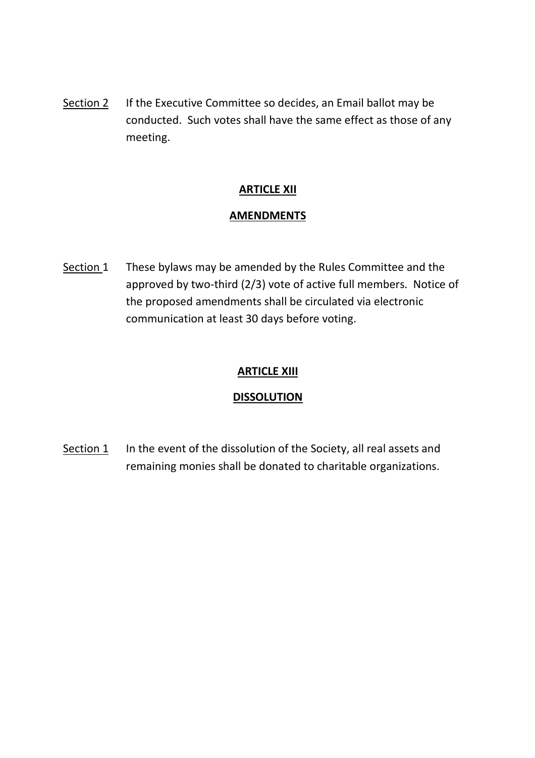Section 2 If the Executive Committee so decides, an Email ballot may be conducted. Such votes shall have the same effect as those of any meeting.

## ARTICLE XII

## AMENDMENTS

Section 1 These bylaws may be amended by the Rules Committee and the approved by two-third (2/3) vote of active full members. Notice of the proposed amendments shall be circulated via electronic communication at least 30 days before voting.

## ARTICLE XIII

## DISSOLUTION

Section 1 In the event of the dissolution of the Society, all real assets and remaining monies shall be donated to charitable organizations.